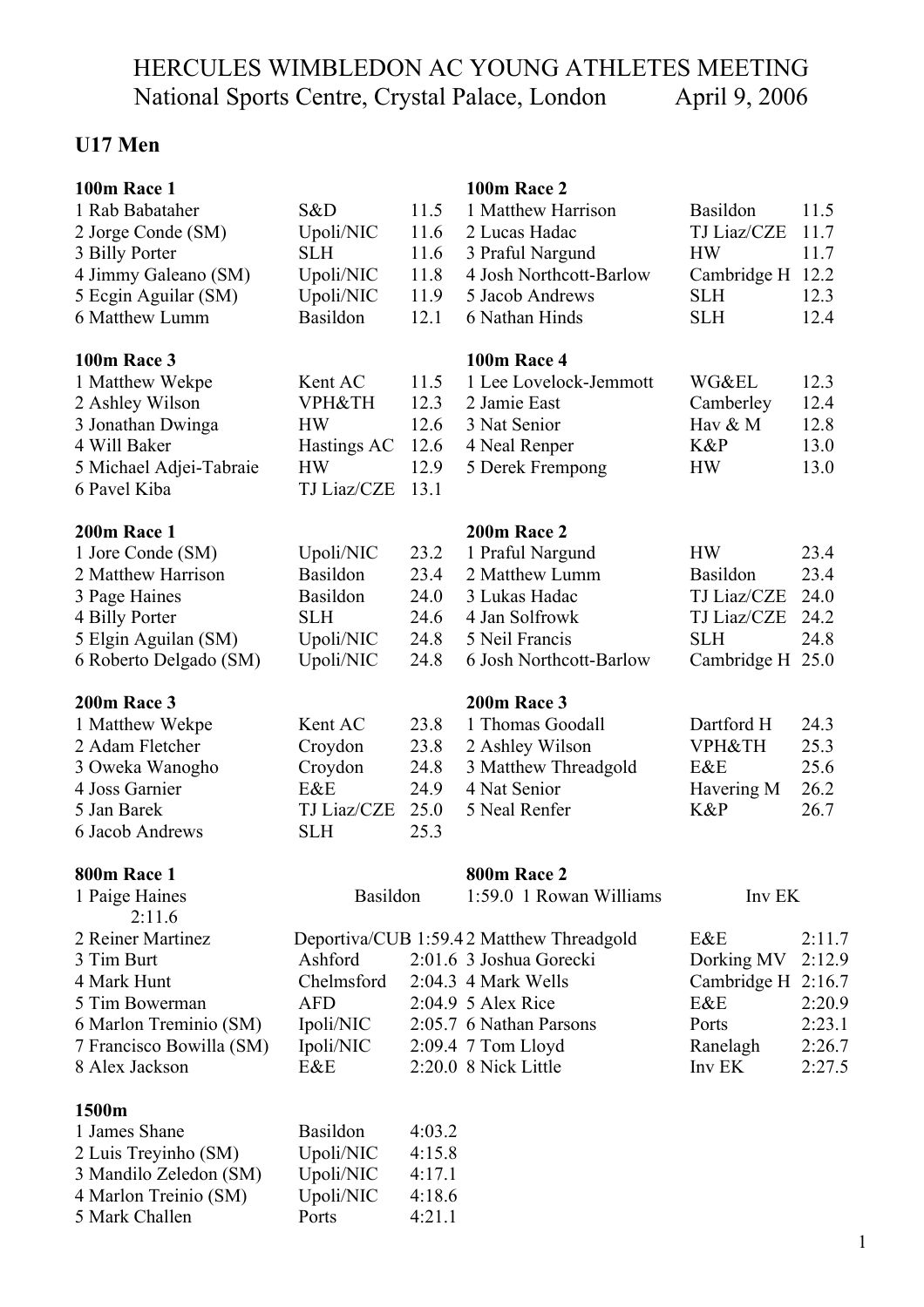# HERCULES WIMBLEDON AC YOUNG ATHLETES MEETING
National Sports Centre, Crystal Palace, London April 9, 2006

## U17 Men

### 100m Race 1

| | | |
|---|---|---|
| 1 Rab Babataher | S&D | 11.5 |
| 2 Jorge Conde (SM) | Upoli/NIC | 11.6 |
| 3 Billy Porter | SLH | 11.6 |
| 4 Jimmy Galeano (SM) | Upoli/NIC | 11.8 |
| 5 Ecgin Aguilar (SM) | Upoli/NIC | 11.9 |
| 6 Matthew Lumm | Basildon | 12.1 |

### 100m Race 2

| | | |
|---|---|---|
| 1 Matthew Harrison | Basildon | 11.5 |
| 2 Lucas Hadac | TJ Liaz/CZE | 11.7 |
| 3 Praful Nargund | HW | 11.7 |
| 4 Josh Northcott-Barlow | Cambridge H | 12.2 |
| 5 Jacob Andrews | SLH | 12.3 |
| 6 Nathan Hinds | SLH | 12.4 |

### 100m Race 3

| | | |
|---|---|---|
| 1 Matthew Wekpe | Kent AC | 11.5 |
| 2 Ashley Wilson | VPH&TH | 12.3 |
| 3 Jonathan Dwinga | HW | 12.6 |
| 4 Will Baker | Hastings AC | 12.6 |
| 5 Michael Adjei-Tabraie | HW | 12.9 |
| 6 Pavel Kiba | TJ Liaz/CZE | 13.1 |

### 100m Race 4

| | | |
|---|---|---|
| 1 Lee Lovelock-Jemmott | WG&EL | 12.3 |
| 2 Jamie East | Camberley | 12.4 |
| 3 Nat Senior | Hav & M | 12.8 |
| 4 Neal Renper | K&P | 13.0 |
| 5 Derek Frempong | HW | 13.0 |

### 200m Race 1

| | | |
|---|---|---|
| 1 Jore Conde (SM) | Upoli/NIC | 23.2 |
| 2 Matthew Harrison | Basildon | 23.4 |
| 3 Page Haines | Basildon | 24.0 |
| 4 Billy Porter | SLH | 24.6 |
| 5 Elgin Aguilan (SM) | Upoli/NIC | 24.8 |
| 6 Roberto Delgado (SM) | Upoli/NIC | 24.8 |

### 200m Race 2

| | | |
|---|---|---|
| 1 Praful Nargund | HW | 23.4 |
| 2 Matthew Lumm | Basildon | 23.4 |
| 3 Lukas Hadac | TJ Liaz/CZE | 24.0 |
| 4 Jan Solfrowk | TJ Liaz/CZE | 24.2 |
| 5 Neil Francis | SLH | 24.8 |
| 6 Josh Northcott-Barlow | Cambridge H | 25.0 |

### 200m Race 3

| | | |
|---|---|---|
| 1 Matthew Wekpe | Kent AC | 23.8 |
| 2 Adam Fletcher | Croydon | 23.8 |
| 3 Oweka Wanogho | Croydon | 24.8 |
| 4 Joss Garnier | E&E | 24.9 |
| 5 Jan Barek | TJ Liaz/CZE | 25.0 |
| 6 Jacob Andrews | SLH | 25.3 |

### 200m Race 3

| | | |
|---|---|---|
| 1 Thomas Goodall | Dartford H | 24.3 |
| 2 Ashley Wilson | VPH&TH | 25.3 |
| 3 Matthew Threadgold | E&E | 25.6 |
| 4 Nat Senior | Havering M | 26.2 |
| 5 Neal Renfer | K&P | 26.7 |

### 800m Race 1

| | | |
|---|---|---|
| 1 Paige Haines | Basildon | 2:11.6 |
| 2 Reiner Martinez | Deportiva/CUB | 1:59.4 |
| 3 Tim Burt | Ashford | 2:01.6 |
| 4 Mark Hunt | Chelmsford | 2:04.3 |
| 5 Tim Bowerman | AFD | 2:04.9 |
| 6 Marlon Treminio (SM) | Ipoli/NIC | 2:05.7 |
| 7 Francisco Bowilla (SM) | Ipoli/NIC | 2:09.4 |
| 8 Alex Jackson | E&E | 2:20.0 |

### 800m Race 2

| | | |
|---|---|---|
| 1 Rowan Williams | Inv EK | 1:59.0 |
| 2 Matthew Threadgold | E&E | 2:11.7 |
| 3 Joshua Gorecki | Dorking MV | 2:12.9 |
| 4 Mark Wells | Cambridge H | 2:16.7 |
| 5 Alex Rice | E&E | 2:20.9 |
| 6 Nathan Parsons | Ports | 2:23.1 |
| 7 Tom Lloyd | Ranelagh | 2:26.7 |
| 8 Nick Little | Inv EK | 2:27.5 |

### 1500m

| | | |
|---|---|---|
| 1 James Shane | Basildon | 4:03.2 |
| 2 Luis Treyinho (SM) | Upoli/NIC | 4:15.8 |
| 3 Mandilo Zeledon (SM) | Upoli/NIC | 4:17.1 |
| 4 Marlon Treinio (SM) | Upoli/NIC | 4:18.6 |
| 5 Mark Challen | Ports | 4:21.1 |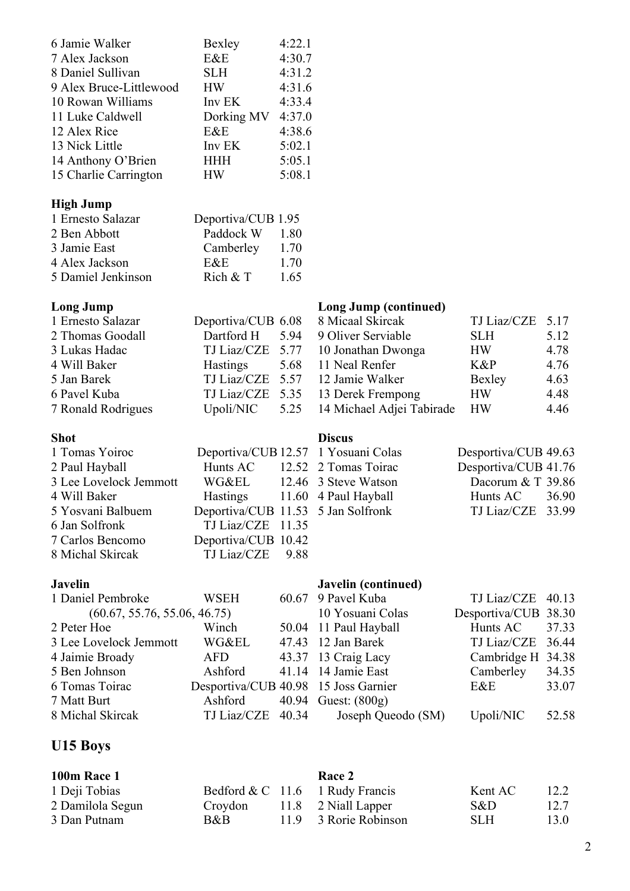| | | |
|---|---|---|
| 6 Jamie Walker | Bexley | 4:22.1 |
| 7 Alex Jackson | E&E | 4:30.7 |
| 8 Daniel Sullivan | SLH | 4:31.2 |
| 9 Alex Bruce-Littlewood | HW | 4:31.6 |
| 10 Rowan Williams | Inv EK | 4:33.4 |
| 11 Luke Caldwell | Dorking MV | 4:37.0 |
| 12 Alex Rice | E&E | 4:38.6 |
| 13 Nick Little | Inv EK | 5:02.1 |
| 14 Anthony O'Brien | HHH | 5:05.1 |
| 15 Charlie Carrington | HW | 5:08.1 |

**High Jump**

| | | |
|---|---|---|
| 1 Ernesto Salazar | Deportiva/CUB | 1.95 |
| 2 Ben Abbott | Paddock W | 1.80 |
| 3 Jamie East | Camberley | 1.70 |
| 4 Alex Jackson | E&E | 1.70 |
| 5 Damiel Jenkinson | Rich & T | 1.65 |

**Long Jump**

| | | |
|---|---|---|
| 1 Ernesto Salazar | Deportiva/CUB | 6.08 |
| 2 Thomas Goodall | Dartford H | 5.94 |
| 3 Lukas Hadac | TJ Liaz/CZE | 5.77 |
| 4 Will Baker | Hastings | 5.68 |
| 5 Jan Barek | TJ Liaz/CZE | 5.57 |
| 6 Pavel Kuba | TJ Liaz/CZE | 5.35 |
| 7 Ronald Rodrigues | Upoli/NIC | 5.25 |

**Long Jump (continued)**

| | | |
|---|---|---|
| 8 Micaal Skircak | TJ Liaz/CZE | 5.17 |
| 9 Oliver Serviable | SLH | 5.12 |
| 10 Jonathan Dwonga | HW | 4.78 |
| 11 Neal Renfer | K&P | 4.76 |
| 12 Jamie Walker | Bexley | 4.63 |
| 13 Derek Frempong | HW | 4.48 |
| 14 Michael Adjei Tabirade | HW | 4.46 |

**Shot**

| | | |
|---|---|---|
| 1 Tomas Yoiroc | Deportiva/CUB | 12.57 |
| 2 Paul Hayball | Hunts AC | 12.52 |
| 3 Lee Lovelock Jemmott | WG&EL | 12.46 |
| 4 Will Baker | Hastings | 11.60 |
| 5 Yosvani Balbuem | Deportiva/CUB | 11.53 |
| 6 Jan Solfronk | TJ Liaz/CZE | 11.35 |
| 7 Carlos Bencomo | Deportiva/CUB | 10.42 |
| 8 Michal Skircak | TJ Liaz/CZE | 9.88 |

**Discus**

| | | |
|---|---|---|
| 1 Yosuani Colas | Desportiva/CUB | 49.63 |
| 2 Tomas Toirac | Desportiva/CUB | 41.76 |
| 3 Steve Watson | Dacorum & T | 39.86 |
| 4 Paul Hayball | Hunts AC | 36.90 |
| 5 Jan Solfronk | TJ Liaz/CZE | 33.99 |

**Javelin**

| | | |
|---|---|---|
| 1 Daniel Pembroke | WSEH | 60.67 |
| (60.67, 55.76, 55.06, 46.75) | | |
| 2 Peter Hoe | Winch | 50.04 |
| 3 Lee Lovelock Jemmott | WG&EL | 47.43 |
| 4 Jaimie Broady | AFD | 43.37 |
| 5 Ben Johnson | Ashford | 41.14 |
| 6 Tomas Toirac | Desportiva/CUB | 40.98 |
| 7 Matt Burt | Ashford | 40.94 |
| 8 Michal Skircak | TJ Liaz/CZE | 40.34 |

**Javelin (continued)**

| | | |
|---|---|---|
| 9 Pavel Kuba | TJ Liaz/CZE | 40.13 |
| 10 Yosuani Colas | Desportiva/CUB | 38.30 |
| 11 Paul Hayball | Hunts AC | 37.33 |
| 12 Jan Barek | TJ Liaz/CZE | 36.44 |
| 13 Craig Lacy | Cambridge H | 34.38 |
| 14 Jamie East | Camberley | 34.35 |
| 15 Joss Garnier | E&E | 33.07 |
| Guest: (800g) | | |
| Joseph Queodo (SM) | Upoli/NIC | 52.58 |

## U15 Boys

**100m Race 1**

| | | |
|---|---|---|
| 1 Deji Tobias | Bedford & C | 11.6 |
| 2 Damilola Segun | Croydon | 11.8 |
| 3 Dan Putnam | B&B | 11.9 |

**Race 2**

| | | |
|---|---|---|
| 1 Rudy Francis | Kent AC | 12.2 |
| 2 Niall Lapper | S&D | 12.7 |
| 3 Rorie Robinson | SLH | 13.0 |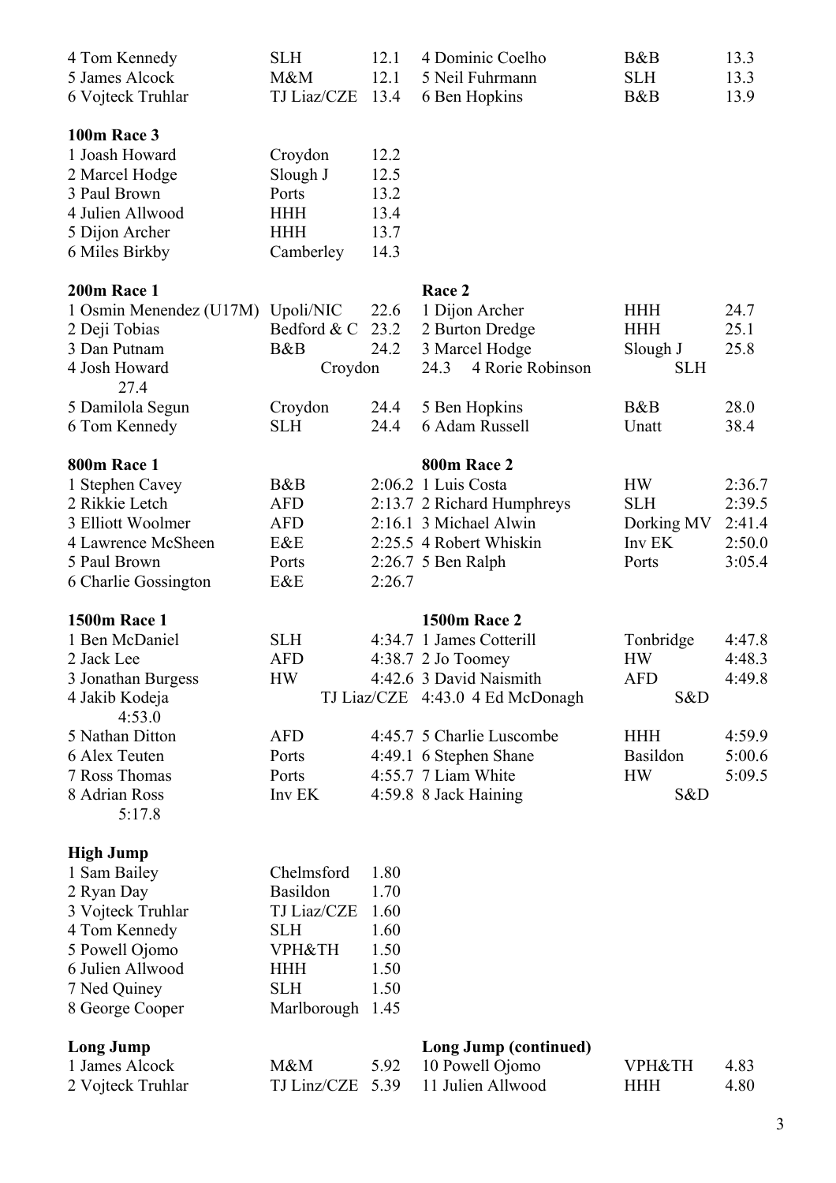| | | | | | |
|---|---|---|---|---|---|
| 4 Tom Kennedy | SLH | 12.1 | 4 Dominic Coelho | B&B | 13.3 |
| 5 James Alcock | M&M | 12.1 | 5 Neil Fuhrmann | SLH | 13.3 |
| 6 Vojteck Truhlar | TJ Liaz/CZE | 13.4 | 6 Ben Hopkins | B&B | 13.9 |

**100m Race 3**

| | | |
|---|---|---|
| 1 Joash Howard | Croydon | 12.2 |
| 2 Marcel Hodge | Slough J | 12.5 |
| 3 Paul Brown | Ports | 13.2 |
| 4 Julien Allwood | HHH | 13.4 |
| 5 Dijon Archer | HHH | 13.7 |
| 6 Miles Birkby | Camberley | 14.3 |

| **200m Race 1** | | | **Race 2** | | |
|---|---|---|---|---|---|
| 1 Osmin Menendez (U17M) | Upoli/NIC | 22.6 | 1 Dijon Archer | HHH | 24.7 |
| 2 Deji Tobias | Bedford & C | 23.2 | 2 Burton Dredge | HHH | 25.1 |
| 3 Dan Putnam | B&B | 24.2 | 3 Marcel Hodge | Slough J | 25.8 |
| 4 Josh Howard | Croydon | 24.3 | 4 Rorie Robinson | SLH | 27.4 |
| 5 Damilola Segun | Croydon | 24.4 | 5 Ben Hopkins | B&B | 28.0 |
| 6 Tom Kennedy | SLH | 24.4 | 6 Adam Russell | Unatt | 38.4 |

| **800m Race 1** | | | **800m Race 2** | | |
|---|---|---|---|---|---|
| 1 Stephen Cavey | B&B | 2:06.2 | 1 Luis Costa | HW | 2:36.7 |
| 2 Rikkie Letch | AFD | 2:13.7 | 2 Richard Humphreys | SLH | 2:39.5 |
| 3 Elliott Woolmer | AFD | 2:16.1 | 3 Michael Alwin | Dorking MV | 2:41.4 |
| 4 Lawrence McSheen | E&E | 2:25.5 | 4 Robert Whiskin | Inv EK | 2:50.0 |
| 5 Paul Brown | Ports | 2:26.7 | 5 Ben Ralph | Ports | 3:05.4 |
| 6 Charlie Gossington | E&E | 2:26.7 | | | |

| **1500m Race 1** | | | **1500m Race 2** | | |
|---|---|---|---|---|---|
| 1 Ben McDaniel | SLH | 4:34.7 | 1 James Cotterill | Tonbridge | 4:47.8 |
| 2 Jack Lee | AFD | 4:38.7 | 2 Jo Toomey | HW | 4:48.3 |
| 3 Jonathan Burgess | HW | 4:42.6 | 3 David Naismith | AFD | 4:49.8 |
| 4 Jakib Kodeja | TJ Liaz/CZE | 4:43.0 | 4 Ed McDonagh | S&D | 4:53.0 |
| 5 Nathan Ditton | AFD | 4:45.7 | 5 Charlie Luscombe | HHH | 4:59.9 |
| 6 Alex Teuten | Ports | 4:49.1 | 6 Stephen Shane | Basildon | 5:00.6 |
| 7 Ross Thomas | Ports | 4:55.7 | 7 Liam White | HW | 5:09.5 |
| 8 Adrian Ross | Inv EK | 4:59.8 | 8 Jack Haining | S&D | 5:17.8 |

**High Jump**

| | | |
|---|---|---|
| 1 Sam Bailey | Chelmsford | 1.80 |
| 2 Ryan Day | Basildon | 1.70 |
| 3 Vojteck Truhlar | TJ Liaz/CZE | 1.60 |
| 4 Tom Kennedy | SLH | 1.60 |
| 5 Powell Ojomo | VPH&TH | 1.50 |
| 6 Julien Allwood | HHH | 1.50 |
| 7 Ned Quiney | SLH | 1.50 |
| 8 George Cooper | Marlborough | 1.45 |

| **Long Jump** | | | **Long Jump (continued)** | | |
|---|---|---|---|---|---|
| 1 James Alcock | M&M | 5.92 | 10 Powell Ojomo | VPH&TH | 4.83 |
| 2 Vojteck Truhlar | TJ Linz/CZE | 5.39 | 11 Julien Allwood | HHH | 4.80 |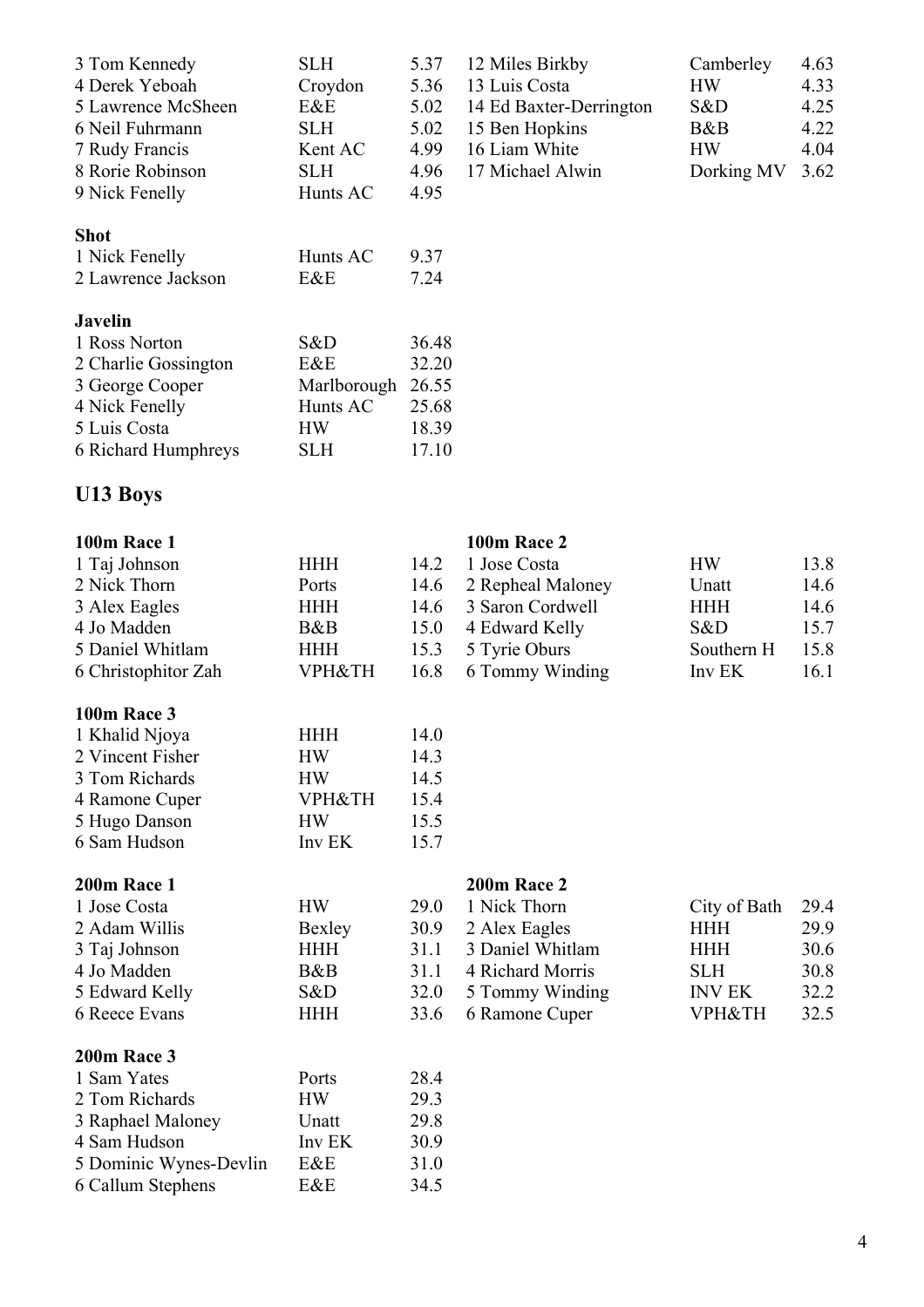| | | |
|---|---|---|
| 3 Tom Kennedy | SLH | 5.37 |
| 4 Derek Yeboah | Croydon | 5.36 |
| 5 Lawrence McSheen | E&E | 5.02 |
| 6 Neil Fuhrmann | SLH | 5.02 |
| 7 Rudy Francis | Kent AC | 4.99 |
| 8 Rorie Robinson | SLH | 4.96 |
| 9 Nick Fenelly | Hunts AC | 4.95 |
| 12 Miles Birkby | Camberley | 4.63 |
| 13 Luis Costa | HW | 4.33 |
| 14 Ed Baxter-Derrington | S&D | 4.25 |
| 15 Ben Hopkins | B&B | 4.22 |
| 16 Liam White | HW | 4.04 |
| 17 Michael Alwin | Dorking MV | 3.62 |

**Shot**

| | | |
|---|---|---|
| 1 Nick Fenelly | Hunts AC | 9.37 |
| 2 Lawrence Jackson | E&E | 7.24 |

**Javelin**

| | | |
|---|---|---|
| 1 Ross Norton | S&D | 36.48 |
| 2 Charlie Gossington | E&E | 32.20 |
| 3 George Cooper | Marlborough | 26.55 |
| 4 Nick Fenelly | Hunts AC | 25.68 |
| 5 Luis Costa | HW | 18.39 |
| 6 Richard Humphreys | SLH | 17.10 |

## U13 Boys

**100m Race 1**

| | | |
|---|---|---|
| 1 Taj Johnson | HHH | 14.2 |
| 2 Nick Thorn | Ports | 14.6 |
| 3 Alex Eagles | HHH | 14.6 |
| 4 Jo Madden | B&B | 15.0 |
| 5 Daniel Whitlam | HHH | 15.3 |
| 6 Christophitor Zah | VPH&TH | 16.8 |

**100m Race 2**

| | | |
|---|---|---|
| 1 Jose Costa | HW | 13.8 |
| 2 Repheal Maloney | Unatt | 14.6 |
| 3 Saron Cordwell | HHH | 14.6 |
| 4 Edward Kelly | S&D | 15.7 |
| 5 Tyrie Oburs | Southern H | 15.8 |
| 6 Tommy Winding | Inv EK | 16.1 |

**100m Race 3**

| | | |
|---|---|---|
| 1 Khalid Njoya | HHH | 14.0 |
| 2 Vincent Fisher | HW | 14.3 |
| 3 Tom Richards | HW | 14.5 |
| 4 Ramone Cuper | VPH&TH | 15.4 |
| 5 Hugo Danson | HW | 15.5 |
| 6 Sam Hudson | Inv EK | 15.7 |

**200m Race 1**

| | | |
|---|---|---|
| 1 Jose Costa | HW | 29.0 |
| 2 Adam Willis | Bexley | 30.9 |
| 3 Taj Johnson | HHH | 31.1 |
| 4 Jo Madden | B&B | 31.1 |
| 5 Edward Kelly | S&D | 32.0 |
| 6 Reece Evans | HHH | 33.6 |

**200m Race 2**

| | | |
|---|---|---|
| 1 Nick Thorn | City of Bath | 29.4 |
| 2 Alex Eagles | HHH | 29.9 |
| 3 Daniel Whitlam | HHH | 30.6 |
| 4 Richard Morris | SLH | 30.8 |
| 5 Tommy Winding | INV EK | 32.2 |
| 6 Ramone Cuper | VPH&TH | 32.5 |

**200m Race 3**

| | | |
|---|---|---|
| 1 Sam Yates | Ports | 28.4 |
| 2 Tom Richards | HW | 29.3 |
| 3 Raphael Maloney | Unatt | 29.8 |
| 4 Sam Hudson | Inv EK | 30.9 |
| 5 Dominic Wynes-Devlin | E&E | 31.0 |
| 6 Callum Stephens | E&E | 34.5 |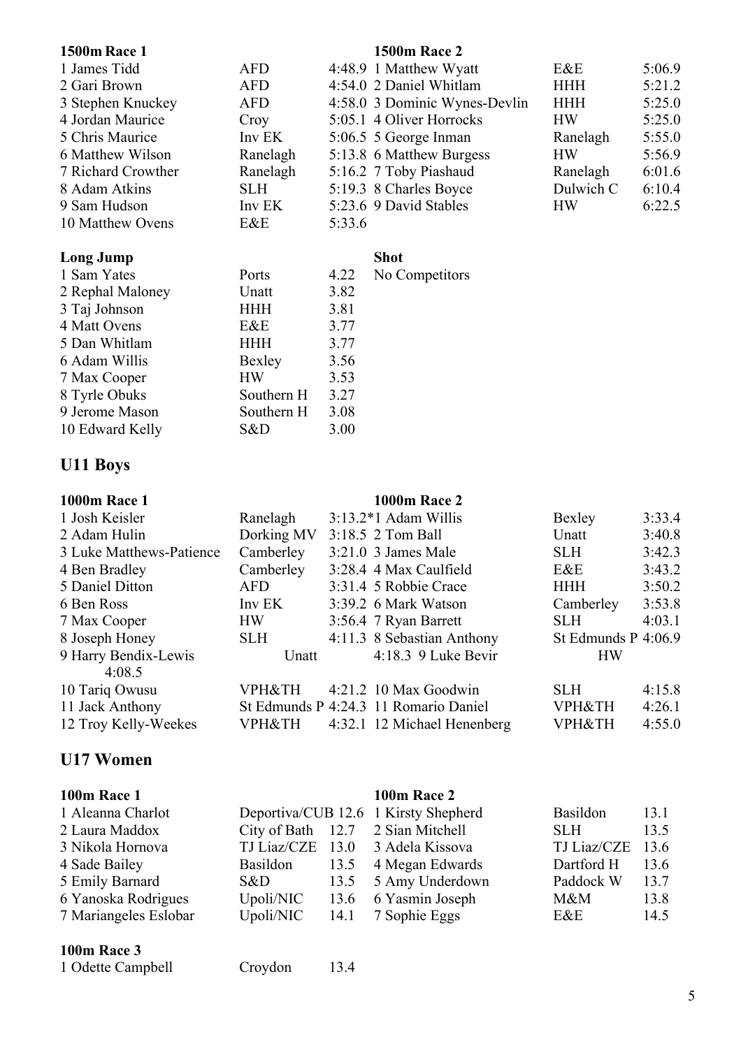**1500m Race 1**

| Pos | Name | Club | Time |
|---|---|---|---|
| 1 | James Tidd | AFD | 4:48.9 |
| 2 | Gari Brown | AFD | 4:54.0 |
| 3 | Stephen Knuckey | AFD | 4:58.0 |
| 4 | Jordan Maurice | Croy | 5:05.1 |
| 5 | Chris Maurice | Inv EK | 5:06.5 |
| 6 | Matthew Wilson | Ranelagh | 5:13.8 |
| 7 | Richard Crowther | Ranelagh | 5:16.2 |
| 8 | Adam Atkins | SLH | 5:19.3 |
| 9 | Sam Hudson | Inv EK | 5:23.6 |
| 10 | Matthew Ovens | E&E | 5:33.6 |

**1500m Race 2**

| Pos | Name | Club | Time |
|---|---|---|---|
| 1 | Matthew Wyatt | E&E | 5:06.9 |
| 2 | Daniel Whitlam | HHH | 5:21.2 |
| 3 | Dominic Wynes-Devlin | HHH | 5:25.0 |
| 4 | Oliver Horrocks | HW | 5:25.0 |
| 5 | George Inman | Ranelagh | 5:55.0 |
| 6 | Matthew Burgess | HW | 5:56.9 |
| 7 | Toby Piashaud | Ranelagh | 6:01.6 |
| 8 | Charles Boyce | Dulwich C | 6:10.4 |
| 9 | David Stables | HW | 6:22.5 |

**Long Jump**

| Pos | Name | Club | Distance |
|---|---|---|---|
| 1 | Sam Yates | Ports | 4.22 |
| 2 | Rephal Maloney | Unatt | 3.82 |
| 3 | Taj Johnson | HHH | 3.81 |
| 4 | Matt Ovens | E&E | 3.77 |
| 5 | Dan Whitlam | HHH | 3.77 |
| 6 | Adam Willis | Bexley | 3.56 |
| 7 | Max Cooper | HW | 3.53 |
| 8 | Tyrle Obuks | Southern H | 3.27 |
| 9 | Jerome Mason | Southern H | 3.08 |
| 10 | Edward Kelly | S&D | 3.00 |

**Shot**

No Competitors

## U11 Boys

**1000m Race 1**

| Pos | Name | Club | Time |
|---|---|---|---|
| 1 | Josh Keisler | Ranelagh | 3:13.2* |
| 2 | Adam Hulin | Dorking MV | 3:18.5 |
| 3 | Luke Matthews-Patience | Camberley | 3:21.0 |
| 4 | Ben Bradley | Camberley | 3:28.4 |
| 5 | Daniel Ditton | AFD | 3:31.4 |
| 6 | Ben Ross | Inv EK | 3:39.2 |
| 7 | Max Cooper | HW | 3:56.4 |
| 8 | Joseph Honey | SLH | 4:11.3 |
| 9 | Harry Bendix-Lewis | Unatt | 4:08.5 |
| 10 | Tariq Owusu | VPH&TH | 4:21.2 |
| 11 | Jack Anthony | St Edmunds P | 4:24.3 |
| 12 | Troy Kelly-Weekes | VPH&TH | 4:32.1 |

**1000m Race 2**

| Pos | Name | Club | Time |
|---|---|---|---|
| 1 | Adam Willis | Bexley | 3:33.4 |
| 2 | Tom Ball | Unatt | 3:40.8 |
| 3 | James Male | SLH | 3:42.3 |
| 4 | Max Caulfield | E&E | 3:43.2 |
| 5 | Robbie Crace | HHH | 3:50.2 |
| 6 | Mark Watson | Camberley | 3:53.8 |
| 7 | Ryan Barrett | SLH | 4:03.1 |
| 8 | Sebastian Anthony | St Edmunds P | 4:06.9 |
| 9 | Luke Bevir | HW | 4:18.3 |
| 10 | Max Goodwin | SLH | 4:15.8 |
| 11 | Romario Daniel | VPH&TH | 4:26.1 |
| 12 | Michael Henenberg | VPH&TH | 4:55.0 |

## U17 Women

**100m Race 1**

| Pos | Name | Club | Time |
|---|---|---|---|
| 1 | Aleanna Charlot | Deportiva/CUB | 12.6 |
| 2 | Laura Maddox | City of Bath | 12.7 |
| 3 | Nikola Hornova | TJ Liaz/CZE | 13.0 |
| 4 | Sade Bailey | Basildon | 13.5 |
| 5 | Emily Barnard | S&D | 13.5 |
| 6 | Yanoska Rodrigues | Upoli/NIC | 13.6 |
| 7 | Mariangeles Eslobar | Upoli/NIC | 14.1 |

**100m Race 2**

| Pos | Name | Club | Time |
|---|---|---|---|
| 1 | Kirsty Shepherd | Basildon | 13.1 |
| 2 | Sian Mitchell | SLH | 13.5 |
| 3 | Adela Kissova | TJ Liaz/CZE | 13.6 |
| 4 | Megan Edwards | Dartford H | 13.6 |
| 5 | Amy Underdown | Paddock W | 13.7 |
| 6 | Yasmin Joseph | M&M | 13.8 |
| 7 | Sophie Eggs | E&E | 14.5 |

**100m Race 3**

| Pos | Name | Club | Time |
|---|---|---|---|
| 1 | Odette Campbell | Croydon | 13.4 |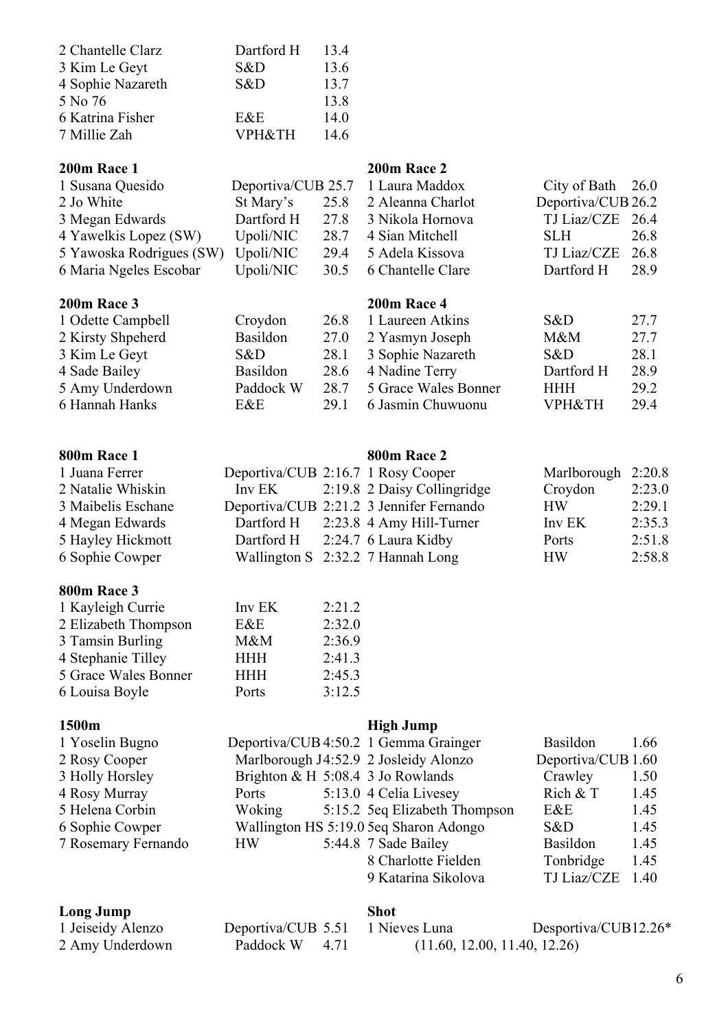| | | |
|---|---|---|
| 2 Chantelle Clarz | Dartford H | 13.4 |
| 3 Kim Le Geyt | S&D | 13.6 |
| 4 Sophie Nazareth | S&D | 13.7 |
| 5 No 76 | | 13.8 |
| 6 Katrina Fisher | E&E | 14.0 |
| 7 Millie Zah | VPH&TH | 14.6 |

**200m Race 1**

| | | |
|---|---|---|
| 1 Susana Quesido | Deportiva/CUB | 25.7 |
| 2 Jo White | St Mary's | 25.8 |
| 3 Megan Edwards | Dartford H | 27.8 |
| 4 Yawelkis Lopez (SW) | Upoli/NIC | 28.7 |
| 5 Yawoska Rodrigues (SW) | Upoli/NIC | 29.4 |
| 6 Maria Ngeles Escobar | Upoli/NIC | 30.5 |

**200m Race 2**

| | | |
|---|---|---|
| 1 Laura Maddox | City of Bath | 26.0 |
| 2 Aleanna Charlot | Deportiva/CUB | 26.2 |
| 3 Nikola Hornova | TJ Liaz/CZE | 26.4 |
| 4 Sian Mitchell | SLH | 26.8 |
| 5 Adela Kissova | TJ Liaz/CZE | 26.8 |
| 6 Chantelle Clare | Dartford H | 28.9 |

**200m Race 3**

| | | |
|---|---|---|
| 1 Odette Campbell | Croydon | 26.8 |
| 2 Kirsty Shpeherd | Basildon | 27.0 |
| 3 Kim Le Geyt | S&D | 28.1 |
| 4 Sade Bailey | Basildon | 28.6 |
| 5 Amy Underdown | Paddock W | 28.7 |
| 6 Hannah Hanks | E&E | 29.1 |

**200m Race 4**

| | | |
|---|---|---|
| 1 Laureen Atkins | S&D | 27.7 |
| 2 Yasmyn Joseph | M&M | 27.7 |
| 3 Sophie Nazareth | S&D | 28.1 |
| 4 Nadine Terry | Dartford H | 28.9 |
| 5 Grace Wales Bonner | HHH | 29.2 |
| 6 Jasmin Chuwuonu | VPH&TH | 29.4 |

**800m Race 1**

| | | |
|---|---|---|
| 1 Juana Ferrer | Deportiva/CUB | 2:16.7 |
| 2 Natalie Whiskin | Inv EK | 2:19.8 |
| 3 Maibelis Eschane | Deportiva/CUB | 2:21.2 |
| 4 Megan Edwards | Dartford H | 2:23.8 |
| 5 Hayley Hickmott | Dartford H | 2:24.7 |
| 6 Sophie Cowper | Wallington S | 2:32.2 |

**800m Race 2**

| | | |
|---|---|---|
| 1 Rosy Cooper | Marlborough | 2:20.8 |
| 2 Daisy Collingridge | Croydon | 2:23.0 |
| 3 Jennifer Fernando | HW | 2:29.1 |
| 4 Amy Hill-Turner | Inv EK | 2:35.3 |
| 6 Laura Kidby | Ports | 2:51.8 |
| 7 Hannah Long | HW | 2:58.8 |

**800m Race 3**

| | | |
|---|---|---|
| 1 Kayleigh Currie | Inv EK | 2:21.2 |
| 2 Elizabeth Thompson | E&E | 2:32.0 |
| 3 Tamsin Burling | M&M | 2:36.9 |
| 4 Stephanie Tilley | HHH | 2:41.3 |
| 5 Grace Wales Bonner | HHH | 2:45.3 |
| 6 Louisa Boyle | Ports | 3:12.5 |

**1500m**

| | | |
|---|---|---|
| 1 Yoselin Bugno | Deportiva/CUB | 4:50.2 |
| 2 Rosy Cooper | Marlborough J | 4:52.9 |
| 3 Holly Horsley | Brighton & H | 5:08.4 |
| 4 Rosy Murray | Ports | 5:13.0 |
| 5 Helena Corbin | Woking | 5:15.2 |
| 6 Sophie Cowper | Wallington HS | 5:19.0 |
| 7 Rosemary Fernando | HW | 5:44.8 |

**High Jump**

| | | |
|---|---|---|
| 1 Gemma Grainger | Basildon | 1.66 |
| 2 Josleidy Alonzo | Deportiva/CUB | 1.60 |
| 3 Jo Rowlands | Crawley | 1.50 |
| 4 Celia Livesey | Rich & T | 1.45 |
| 5eq Elizabeth Thompson | E&E | 1.45 |
| 5eq Sharon Adongo | S&D | 1.45 |
| 7 Sade Bailey | Basildon | 1.45 |
| 8 Charlotte Fielden | Tonbridge | 1.45 |
| 9 Katarina Sikolova | TJ Liaz/CZE | 1.40 |

**Long Jump**

| | | |
|---|---|---|
| 1 Jeiseidy Alenzo | Deportiva/CUB | 5.51 |
| 2 Amy Underdown | Paddock W | 4.71 |

**Shot**

| | | |
|---|---|---|
| 1 Nieves Luna | Desportiva/CUB | 12.26* |

(11.60, 12.00, 11.40, 12.26)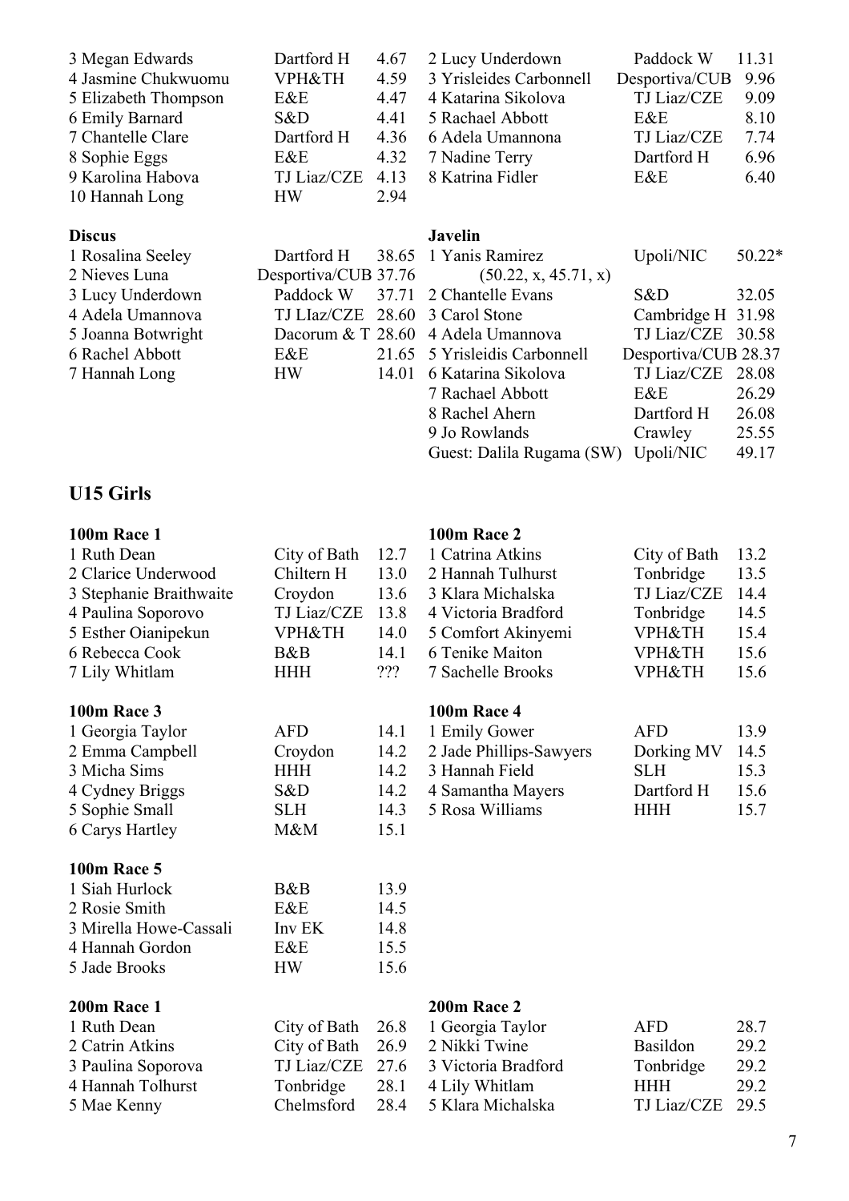| | | |
|---|---|---|
| 3 Megan Edwards | Dartford H | 4.67 |
| 4 Jasmine Chukwuomu | VPH&TH | 4.59 |
| 5 Elizabeth Thompson | E&E | 4.47 |
| 6 Emily Barnard | S&D | 4.41 |
| 7 Chantelle Clare | Dartford H | 4.36 |
| 8 Sophie Eggs | E&E | 4.32 |
| 9 Karolina Habova | TJ Liaz/CZE | 4.13 |
| 10 Hannah Long | HW | 2.94 |

| | | |
|---|---|---|
| 2 Lucy Underdown | Paddock W | 11.31 |
| 3 Yrisleides Carbonnell | Desportiva/CUB | 9.96 |
| 4 Katarina Sikolova | TJ Liaz/CZE | 9.09 |
| 5 Rachael Abbott | E&E | 8.10 |
| 6 Adela Umannona | TJ Liaz/CZE | 7.74 |
| 7 Nadine Terry | Dartford H | 6.96 |
| 8 Katrina Fidler | E&E | 6.40 |

**Discus**

| | | |
|---|---|---|
| 1 Rosalina Seeley | Dartford H | 38.65 |
| 2 Nieves Luna | Desportiva/CUB | 37.76 |
| 3 Lucy Underdown | Paddock W | 37.71 |
| 4 Adela Umannova | TJ LIaz/CZE | 28.60 |
| 5 Joanna Botwright | Dacorum & T | 28.60 |
| 6 Rachel Abbott | E&E | 21.65 |
| 7 Hannah Long | HW | 14.01 |

**Javelin**

| | | |
|---|---|---|
| 1 Yanis Ramirez | Upoli/NIC | 50.22* |
| (50.22, x, 45.71, x) | | |
| 2 Chantelle Evans | S&D | 32.05 |
| 3 Carol Stone | Cambridge H | 31.98 |
| 4 Adela Umannova | TJ Liaz/CZE | 30.58 |
| 5 Yrisleidis Carbonnell | Desportiva/CUB | 28.37 |
| 6 Katarina Sikolova | TJ Liaz/CZE | 28.08 |
| 7 Rachael Abbott | E&E | 26.29 |
| 8 Rachel Ahern | Dartford H | 26.08 |
| 9 Jo Rowlands | Crawley | 25.55 |
| Guest: Dalila Rugama (SW) | Upoli/NIC | 49.17 |

## U15 Girls

**100m Race 1**

| | | |
|---|---|---|
| 1 Ruth Dean | City of Bath | 12.7 |
| 2 Clarice Underwood | Chiltern H | 13.0 |
| 3 Stephanie Braithwaite | Croydon | 13.6 |
| 4 Paulina Soporovo | TJ Liaz/CZE | 13.8 |
| 5 Esther Oianipekun | VPH&TH | 14.0 |
| 6 Rebecca Cook | B&B | 14.1 |
| 7 Lily Whitlam | HHH | ??? |

**100m Race 2**

| | | |
|---|---|---|
| 1 Catrina Atkins | City of Bath | 13.2 |
| 2 Hannah Tulhurst | Tonbridge | 13.5 |
| 3 Klara Michalska | TJ Liaz/CZE | 14.4 |
| 4 Victoria Bradford | Tonbridge | 14.5 |
| 5 Comfort Akinyemi | VPH&TH | 15.4 |
| 6 Tenike Maiton | VPH&TH | 15.6 |
| 7 Sachelle Brooks | VPH&TH | 15.6 |

**100m Race 3**

| | | |
|---|---|---|
| 1 Georgia Taylor | AFD | 14.1 |
| 2 Emma Campbell | Croydon | 14.2 |
| 3 Micha Sims | HHH | 14.2 |
| 4 Cydney Briggs | S&D | 14.2 |
| 5 Sophie Small | SLH | 14.3 |
| 6 Carys Hartley | M&M | 15.1 |

**100m Race 4**

| | | |
|---|---|---|
| 1 Emily Gower | AFD | 13.9 |
| 2 Jade Phillips-Sawyers | Dorking MV | 14.5 |
| 3 Hannah Field | SLH | 15.3 |
| 4 Samantha Mayers | Dartford H | 15.6 |
| 5 Rosa Williams | HHH | 15.7 |

**100m Race 5**

| | | |
|---|---|---|
| 1 Siah Hurlock | B&B | 13.9 |
| 2 Rosie Smith | E&E | 14.5 |
| 3 Mirella Howe-Cassali | Inv EK | 14.8 |
| 4 Hannah Gordon | E&E | 15.5 |
| 5 Jade Brooks | HW | 15.6 |

**200m Race 1**

| | | |
|---|---|---|
| 1 Ruth Dean | City of Bath | 26.8 |
| 2 Catrin Atkins | City of Bath | 26.9 |
| 3 Paulina Soporova | TJ Liaz/CZE | 27.6 |
| 4 Hannah Tolhurst | Tonbridge | 28.1 |
| 5 Mae Kenny | Chelmsford | 28.4 |

**200m Race 2**

| | | |
|---|---|---|
| 1 Georgia Taylor | AFD | 28.7 |
| 2 Nikki Twine | Basildon | 29.2 |
| 3 Victoria Bradford | Tonbridge | 29.2 |
| 4 Lily Whitlam | HHH | 29.2 |
| 5 Klara Michalska | TJ Liaz/CZE | 29.5 |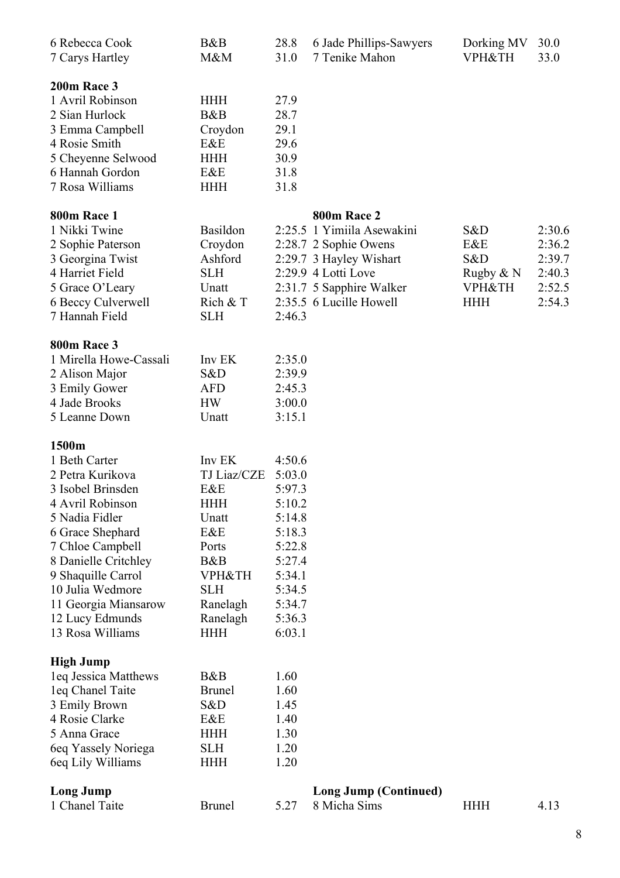| | | | | | |
|---|---|---|---|---|---|
| 6 Rebecca Cook | B&B | 28.8 | 6 Jade Phillips-Sawyers | Dorking MV | 30.0 |
| 7 Carys Hartley | M&M | 31.0 | 7 Tenike Mahon | VPH&TH | 33.0 |

**200m Race 3**

| | | |
|---|---|---|
| 1 Avril Robinson | HHH | 27.9 |
| 2 Sian Hurlock | B&B | 28.7 |
| 3 Emma Campbell | Croydon | 29.1 |
| 4 Rosie Smith | E&E | 29.6 |
| 5 Cheyenne Selwood | HHH | 30.9 |
| 6 Hannah Gordon | E&E | 31.8 |
| 7 Rosa Williams | HHH | 31.8 |

| **800m Race 1** | | | **800m Race 2** | | |
|---|---|---|---|---|---|
| 1 Nikki Twine | Basildon | 2:25.5 | 1 Yimiila Asewakini | S&D | 2:30.6 |
| 2 Sophie Paterson | Croydon | 2:28.7 | 2 Sophie Owens | E&E | 2:36.2 |
| 3 Georgina Twist | Ashford | 2:29.7 | 3 Hayley Wishart | S&D | 2:39.7 |
| 4 Harriet Field | SLH | 2:29.9 | 4 Lotti Love | Rugby & N | 2:40.3 |
| 5 Grace O'Leary | Unatt | 2:31.7 | 5 Sapphire Walker | VPH&TH | 2:52.5 |
| 6 Beccy Culverwell | Rich & T | 2:35.5 | 6 Lucille Howell | HHH | 2:54.3 |
| 7 Hannah Field | SLH | 2:46.3 | | | |

**800m Race 3**

| | | |
|---|---|---|
| 1 Mirella Howe-Cassali | Inv EK | 2:35.0 |
| 2 Alison Major | S&D | 2:39.9 |
| 3 Emily Gower | AFD | 2:45.3 |
| 4 Jade Brooks | HW | 3:00.0 |
| 5 Leanne Down | Unatt | 3:15.1 |

**1500m**

| | | |
|---|---|---|
| 1 Beth Carter | Inv EK | 4:50.6 |
| 2 Petra Kurikova | TJ Liaz/CZE | 5:03.0 |
| 3 Isobel Brinsden | E&E | 5:97.3 |
| 4 Avril Robinson | HHH | 5:10.2 |
| 5 Nadia Fidler | Unatt | 5:14.8 |
| 6 Grace Shephard | E&E | 5:18.3 |
| 7 Chloe Campbell | Ports | 5:22.8 |
| 8 Danielle Critchley | B&B | 5:27.4 |
| 9 Shaquille Carrol | VPH&TH | 5:34.1 |
| 10 Julia Wedmore | SLH | 5:34.5 |
| 11 Georgia Miansarow | Ranelagh | 5:34.7 |
| 12 Lucy Edmunds | Ranelagh | 5:36.3 |
| 13 Rosa Williams | HHH | 6:03.1 |

**High Jump**

| | | |
|---|---|---|
| 1eq Jessica Matthews | B&B | 1.60 |
| 1eq Chanel Taite | Brunel | 1.60 |
| 3 Emily Brown | S&D | 1.45 |
| 4 Rosie Clarke | E&E | 1.40 |
| 5 Anna Grace | HHH | 1.30 |
| 6eq Yassely Noriega | SLH | 1.20 |
| 6eq Lily Williams | HHH | 1.20 |

| **Long Jump** | | | **Long Jump (Continued)** | | |
|---|---|---|---|---|---|
| 1 Chanel Taite | Brunel | 5.27 | 8 Micha Sims | HHH | 4.13 |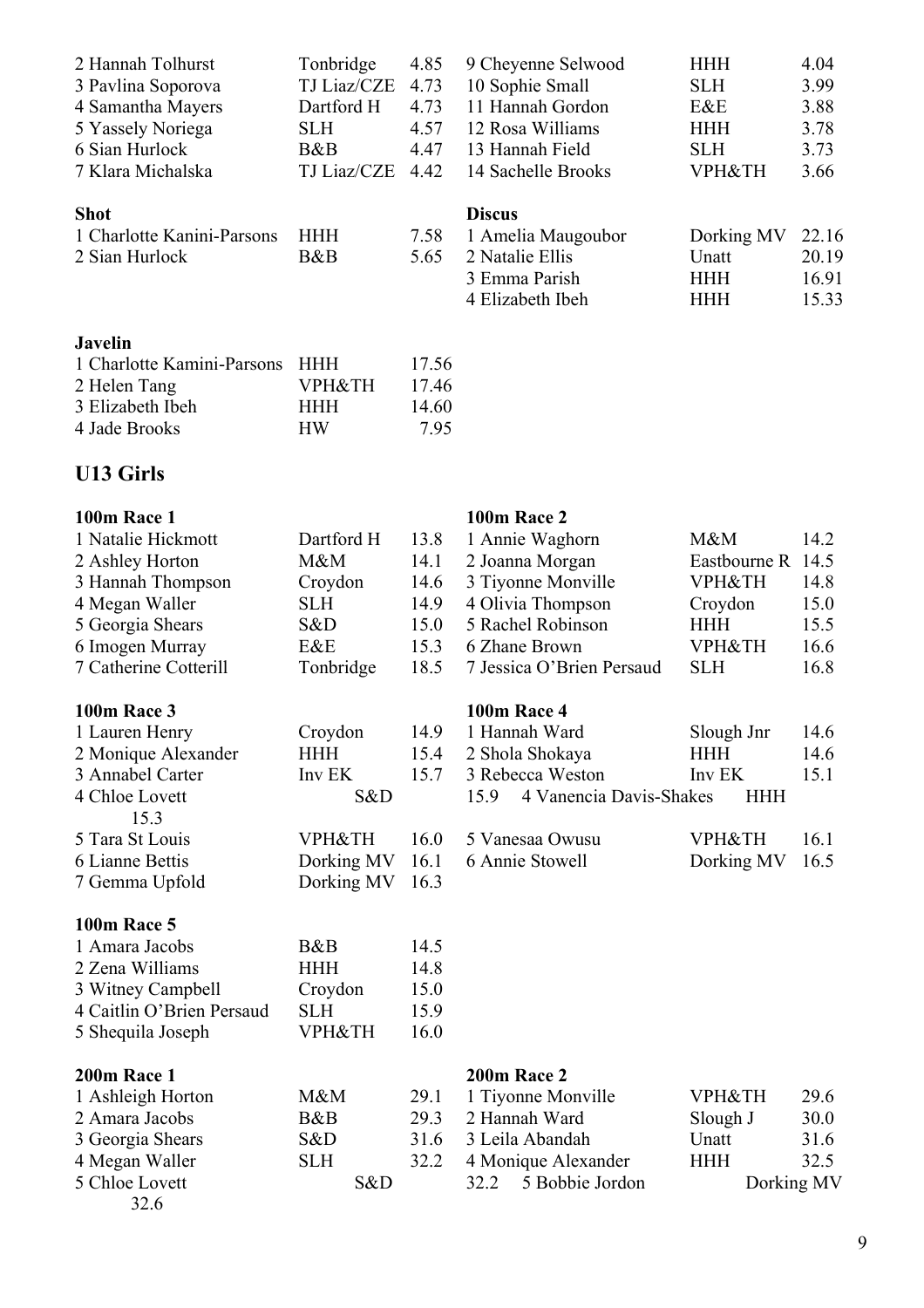2 Hannah Tolhurst Tonbridge 4.85
3 Pavlina Soporova TJ Liaz/CZE 4.73
4 Samantha Mayers Dartford H 4.73
5 Yassely Noriega SLH 4.57
6 Sian Hurlock B&B 4.47
7 Klara Michalska TJ Liaz/CZE 4.42
9 Cheyenne Selwood HHH 4.04
10 Sophie Small SLH 3.99
11 Hannah Gordon E&E 3.88
12 Rosa Williams HHH 3.78
13 Hannah Field SLH 3.73
14 Sachelle Brooks VPH&TH 3.66

**Shot**

| | | |
|---|---|---|
| 1 Charlotte Kanini-Parsons | HHH | 7.58 |
| 2 Sian Hurlock | B&B | 5.65 |

**Discus**

| | | |
|---|---|---|
| 1 Amelia Maugoubor | Dorking MV | 22.16 |
| 2 Natalie Ellis | Unatt | 20.19 |
| 3 Emma Parish | HHH | 16.91 |
| 4 Elizabeth Ibeh | HHH | 15.33 |

**Javelin**

| | | |
|---|---|---|
| 1 Charlotte Kamini-Parsons | HHH | 17.56 |
| 2 Helen Tang | VPH&TH | 17.46 |
| 3 Elizabeth Ibeh | HHH | 14.60 |
| 4 Jade Brooks | HW | 7.95 |

## U13 Girls

**100m Race 1**

| | | |
|---|---|---|
| 1 Natalie Hickmott | Dartford H | 13.8 |
| 2 Ashley Horton | M&M | 14.1 |
| 3 Hannah Thompson | Croydon | 14.6 |
| 4 Megan Waller | SLH | 14.9 |
| 5 Georgia Shears | S&D | 15.0 |
| 6 Imogen Murray | E&E | 15.3 |
| 7 Catherine Cotterill | Tonbridge | 18.5 |

**100m Race 2**

| | | |
|---|---|---|
| 1 Annie Waghorn | M&M | 14.2 |
| 2 Joanna Morgan | Eastbourne R | 14.5 |
| 3 Tiyonne Monville | VPH&TH | 14.8 |
| 4 Olivia Thompson | Croydon | 15.0 |
| 5 Rachel Robinson | HHH | 15.5 |
| 6 Zhane Brown | VPH&TH | 16.6 |
| 7 Jessica O'Brien Persaud | SLH | 16.8 |

**100m Race 3**

| | | |
|---|---|---|
| 1 Lauren Henry | Croydon | 14.9 |
| 2 Monique Alexander | HHH | 15.4 |
| 3 Annabel Carter | Inv EK | 15.7 |
| 4 Chloe Lovett | S&D | 15.3 |
| 5 Tara St Louis | VPH&TH | 16.0 |
| 6 Lianne Bettis | Dorking MV | 16.1 |
| 7 Gemma Upfold | Dorking MV | 16.3 |

**100m Race 4**

| | | |
|---|---|---|
| 1 Hannah Ward | Slough Jnr | 14.6 |
| 2 Shola Shokaya | HHH | 14.6 |
| 3 Rebecca Weston | Inv EK | 15.1 |
| 4 Vanencia Davis-Shakes | HHH | 15.9 |
| 5 Vanesaa Owusu | VPH&TH | 16.1 |
| 6 Annie Stowell | Dorking MV | 16.5 |

**100m Race 5**

| | | |
|---|---|---|
| 1 Amara Jacobs | B&B | 14.5 |
| 2 Zena Williams | HHH | 14.8 |
| 3 Witney Campbell | Croydon | 15.0 |
| 4 Caitlin O'Brien Persaud | SLH | 15.9 |
| 5 Shequila Joseph | VPH&TH | 16.0 |

**200m Race 1**

| | | |
|---|---|---|
| 1 Ashleigh Horton | M&M | 29.1 |
| 2 Amara Jacobs | B&B | 29.3 |
| 3 Georgia Shears | S&D | 31.6 |
| 4 Megan Waller | SLH | 32.2 |
| 5 Chloe Lovett | S&D | 32.6 |

**200m Race 2**

| | | |
|---|---|---|
| 1 Tiyonne Monville | VPH&TH | 29.6 |
| 2 Hannah Ward | Slough J | 30.0 |
| 3 Leila Abandah | Unatt | 31.6 |
| 4 Monique Alexander | HHH | 32.5 |
| 5 Bobbie Jordon | Dorking MV | 32.2 |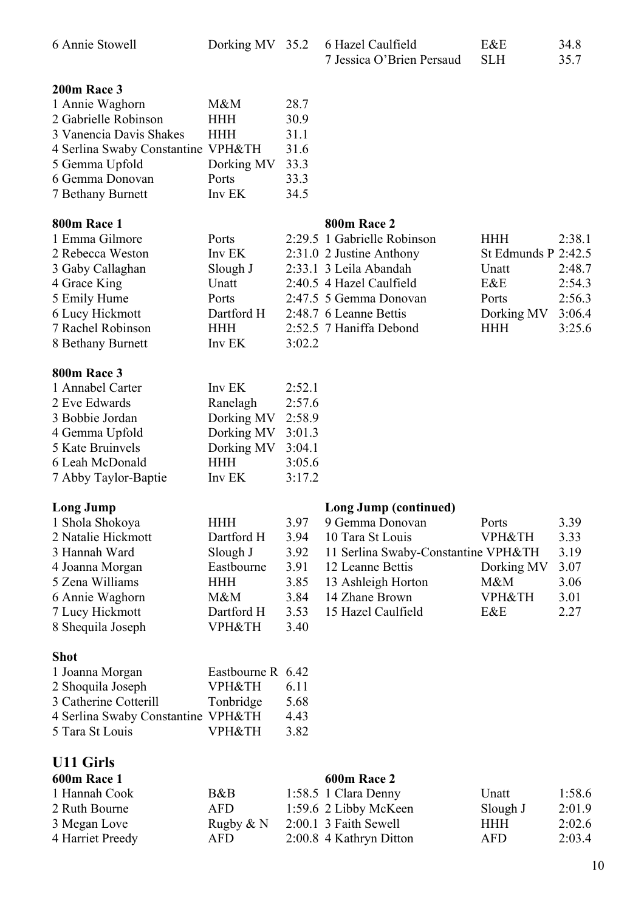| | | |
|---|---|---|
| 6 Annie Stowell | Dorking MV | 35.2 |
| 6 Hazel Caulfield | E&E | 34.8 |
| 7 Jessica O'Brien Persaud | SLH | 35.7 |

**200m Race 3**

| | | |
|---|---|---|
| 1 Annie Waghorn | M&M | 28.7 |
| 2 Gabrielle Robinson | HHH | 30.9 |
| 3 Vanencia Davis Shakes | HHH | 31.1 |
| 4 Serlina Swaby Constantine | VPH&TH | 31.6 |
| 5 Gemma Upfold | Dorking MV | 33.3 |
| 6 Gemma Donovan | Ports | 33.3 |
| 7 Bethany Burnett | Inv EK | 34.5 |

**800m Race 1**

| | | |
|---|---|---|
| 1 Emma Gilmore | Ports | 2:29.5 |
| 2 Rebecca Weston | Inv EK | 2:31.0 |
| 3 Gaby Callaghan | Slough J | 2:33.1 |
| 4 Grace King | Unatt | 2:40.5 |
| 5 Emily Hume | Ports | 2:47.5 |
| 6 Lucy Hickmott | Dartford H | 2:48.7 |
| 7 Rachel Robinson | HHH | 2:52.5 |
| 8 Bethany Burnett | Inv EK | 3:02.2 |

**800m Race 2**

| | | |
|---|---|---|
| 1 Gabrielle Robinson | HHH | 2:38.1 |
| 2 Justine Anthony | St Edmunds P | 2:42.5 |
| 3 Leila Abandah | Unatt | 2:48.7 |
| 4 Hazel Caulfield | E&E | 2:54.3 |
| 5 Gemma Donovan | Ports | 2:56.3 |
| 6 Leanne Bettis | Dorking MV | 3:06.4 |
| 7 Haniffa Debond | HHH | 3:25.6 |

**800m Race 3**

| | | |
|---|---|---|
| 1 Annabel Carter | Inv EK | 2:52.1 |
| 2 Eve Edwards | Ranelagh | 2:57.6 |
| 3 Bobbie Jordan | Dorking MV | 2:58.9 |
| 4 Gemma Upfold | Dorking MV | 3:01.3 |
| 5 Kate Bruinvels | Dorking MV | 3:04.1 |
| 6 Leah McDonald | HHH | 3:05.6 |
| 7 Abby Taylor-Baptie | Inv EK | 3:17.2 |

**Long Jump**

| | | |
|---|---|---|
| 1 Shola Shokoya | HHH | 3.97 |
| 2 Natalie Hickmott | Dartford H | 3.94 |
| 3 Hannah Ward | Slough J | 3.92 |
| 4 Joanna Morgan | Eastbourne | 3.91 |
| 5 Zena Williams | HHH | 3.85 |
| 6 Annie Waghorn | M&M | 3.84 |
| 7 Lucy Hickmott | Dartford H | 3.53 |
| 8 Shequila Joseph | VPH&TH | 3.40 |

**Long Jump (continued)**

| | | |
|---|---|---|
| 9 Gemma Donovan | Ports | 3.39 |
| 10 Tara St Louis | VPH&TH | 3.33 |
| 11 Serlina Swaby-Constantine | VPH&TH | 3.19 |
| 12 Leanne Bettis | Dorking MV | 3.07 |
| 13 Ashleigh Horton | M&M | 3.06 |
| 14 Zhane Brown | VPH&TH | 3.01 |
| 15 Hazel Caulfield | E&E | 2.27 |

**Shot**

| | | |
|---|---|---|
| 1 Joanna Morgan | Eastbourne R | 6.42 |
| 2 Shoquila Joseph | VPH&TH | 6.11 |
| 3 Catherine Cotterill | Tonbridge | 5.68 |
| 4 Serlina Swaby Constantine | VPH&TH | 4.43 |
| 5 Tara St Louis | VPH&TH | 3.82 |

## U11 Girls

**600m Race 1**

| | | |
|---|---|---|
| 1 Hannah Cook | B&B | 1:58.5 |
| 2 Ruth Bourne | AFD | 1:59.6 |
| 3 Megan Love | Rugby & N | 2:00.1 |
| 4 Harriet Preedy | AFD | 2:00.8 |

**600m Race 2**

| | | |
|---|---|---|
| 1 Clara Denny | Unatt | 1:58.6 |
| 2 Libby McKeen | Slough J | 2:01.9 |
| 3 Faith Sewell | HHH | 2:02.6 |
| 4 Kathryn Ditton | AFD | 2:03.4 |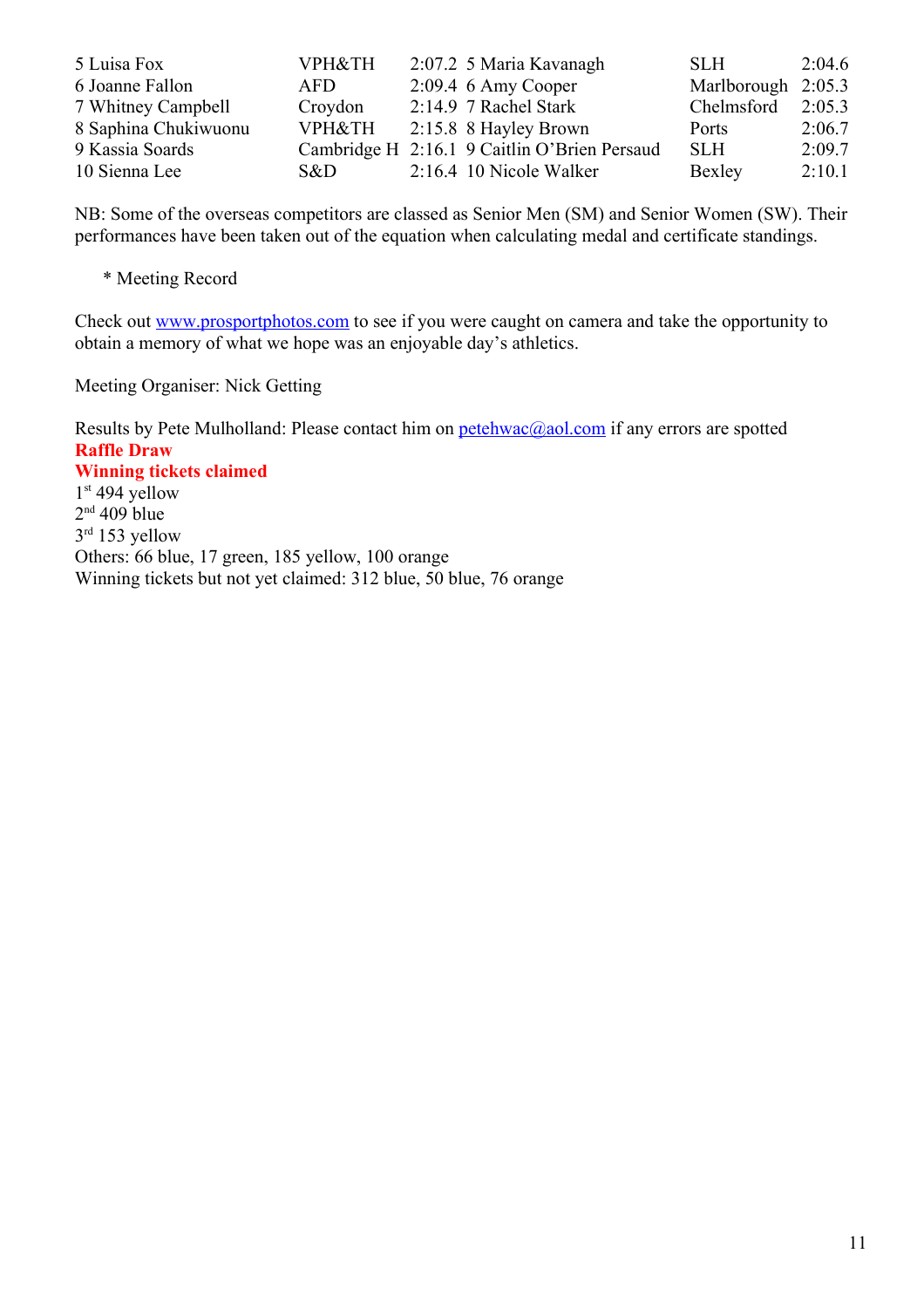| | | | | | |
|---|---|---|---|---|---|
| 5 Luisa Fox | VPH&TH | 2:07.2 | 5 Maria Kavanagh | SLH | 2:04.6 |
| 6 Joanne Fallon | AFD | 2:09.4 | 6 Amy Cooper | Marlborough | 2:05.3 |
| 7 Whitney Campbell | Croydon | 2:14.9 | 7 Rachel Stark | Chelmsford | 2:05.3 |
| 8 Saphina Chukiwuonu | VPH&TH | 2:15.8 | 8 Hayley Brown | Ports | 2:06.7 |
| 9 Kassia Soards | Cambridge H | 2:16.1 | 9 Caitlin O'Brien Persaud | SLH | 2:09.7 |
| 10 Sienna Lee | S&D | 2:16.4 | 10 Nicole Walker | Bexley | 2:10.1 |

NB: Some of the overseas competitors are classed as Senior Men (SM) and Senior Women (SW). Their performances have been taken out of the equation when calculating medal and certificate standings.

* Meeting Record

Check out www.prosportphotos.com to see if you were caught on camera and take the opportunity to obtain a memory of what we hope was an enjoyable day's athletics.

Meeting Organiser: Nick Getting

Results by Pete Mulholland: Please contact him on petehwac@aol.com if any errors are spotted

**Raffle Draw**

**Winning tickets claimed**

1st 494 yellow
2nd 409 blue
3rd 153 yellow
Others: 66 blue, 17 green, 185 yellow, 100 orange
Winning tickets but not yet claimed: 312 blue, 50 blue, 76 orange